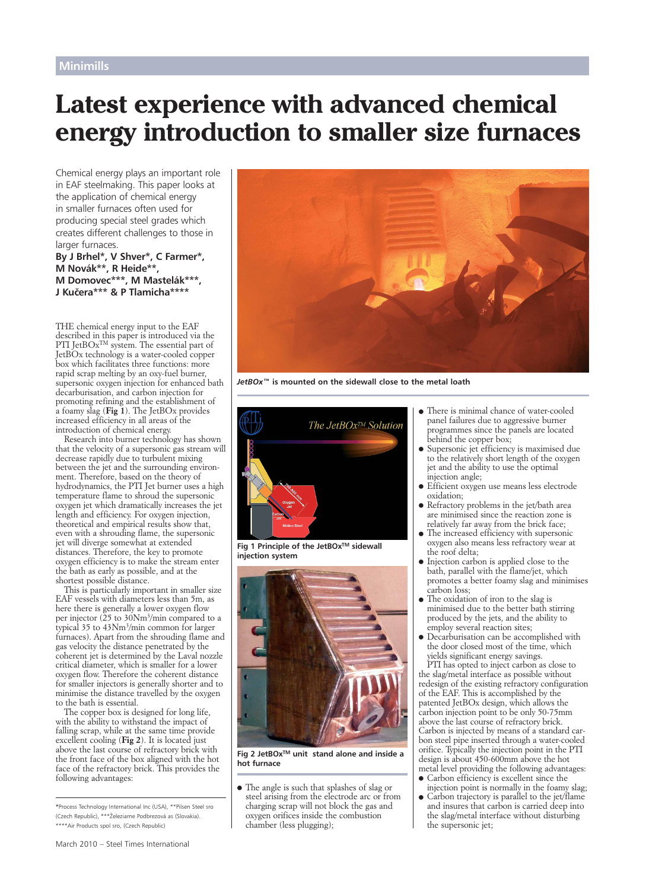Minimills

# Latest experience with advanced chemical energy introduction to smaller size furnaces

Chemical energy plays an important role in EAF steelmaking. This paper looks at the application of chemical energy in smaller furnaces often used for producing special steel grades which creates different challenges to those in larger furnaces.

**By J Brhel*, V Shver*, C Farmer*, M Novák**, R Heide**, M Domovec***, M Mastelák***, J Kučera*** & P Tlamicha******

THE chemical energy input to the EAF described in this paper is introduced via the PTI JetBOx™ system. The essential part of JetBOx technology is a water-cooled copper box which facilitates three functions: more rapid scrap melting by an oxy-fuel burner, supersonic oxygen injection for enhanced bath decarburisation, and carbon injection for promoting refining and the establishment of a foamy slag (**Fig 1**). The JetBOx provides increased efficiency in all areas of the introduction of chemical energy.

Research into burner technology has shown that the velocity of a supersonic gas stream will decrease rapidly due to turbulent mixing between the jet and the surrounding environment. Therefore, based on the theory of hydrodynamics, the PTI Jet burner uses a high temperature flame to shroud the supersonic oxygen jet which dramatically increases the jet length and efficiency. For oxygen injection, theoretical and empirical results show that, even with a shrouding flame, the supersonic jet will diverge somewhat at extended distances. Therefore, the key to promote oxygen efficiency is to make the stream enter the bath as early as possible, and at the shortest possible distance.

This is particularly important in smaller size EAF vessels with diameters less than 5m, as here there is generally a lower oxygen flow per injector (25 to 30Nm³/min compared to a typical 35 to 43Nm³/min common for larger furnaces). Apart from the shrouding flame and gas velocity the distance penetrated by the coherent jet is determined by the Laval nozzle critical diameter, which is smaller for a lower oxygen flow. Therefore the coherent distance for smaller injectors is generally shorter and to minimise the distance travelled by the oxygen to the bath is essential.

The copper box is designed for long life, with the ability to withstand the impact of falling scrap, while at the same time provide excellent cooling (**Fig 2**). It is located just above the last course of refractory brick with the front face of the box aligned with the hot face of the refractory brick. This provides the following advantages:

- The angle is such that splashes of slag or steel arising from the electrode arc or from charging scrap will not block the gas and oxygen orifices inside the combustion chamber (less plugging);
- There is minimal chance of water-cooled panel failures due to aggressive burner programmes since the panels are located behind the copper box;
- Supersonic jet efficiency is maximised due to the relatively short length of the oxygen jet and the ability to use the optimal injection angle;
- Efficient oxygen use means less electrode oxidation;
- Refractory problems in the jet/bath area are minimised since the reaction zone is relatively far away from the brick face;
- The increased efficiency with supersonic oxygen also means less refractory wear at the roof delta;
- Injection carbon is applied close to the bath, parallel with the flame/jet, which promotes a better foamy slag and minimises carbon loss;
- The oxidation of iron to the slag is minimised due to the better bath stirring produced by the jets, and the ability to employ several reaction sites;
- Decarburisation can be accomplished with the door closed most of the time, which yields significant energy savings.

PTI has opted to inject carbon as close to the slag/metal interface as possible without redesign of the existing refractory configuration of the EAF. This is accomplished by the patented JetBOx design, which allows the carbon injection point to be only 50-75mm above the last course of refractory brick. Carbon is injected by means of a standard carbon steel pipe inserted through a water-cooled orifice. Typically the injection point in the PTI design is about 450-600mm above the hot metal level providing the following advantages:

- Carbon efficiency is excellent since the injection point is normally in the foamy slag;
- Carbon trajectory is parallel to the jet/flame and insures that carbon is carried deep into the slag/metal interface without disturbing the supersonic jet;

*JetBOx™* **is mounted on the sidewall close to the metal loath**

**Fig 1 Principle of the JetBOx™ sidewall injection system**

**Fig 2 JetBOx™ unit stand alone and inside a hot furnace**

*Process Technology International Inc (USA), **Pilsen Steel sro (Czech Republic), ***Železiarne Podbrezová as (Slovakia). ****Air Products spol sro, (Czech Republic)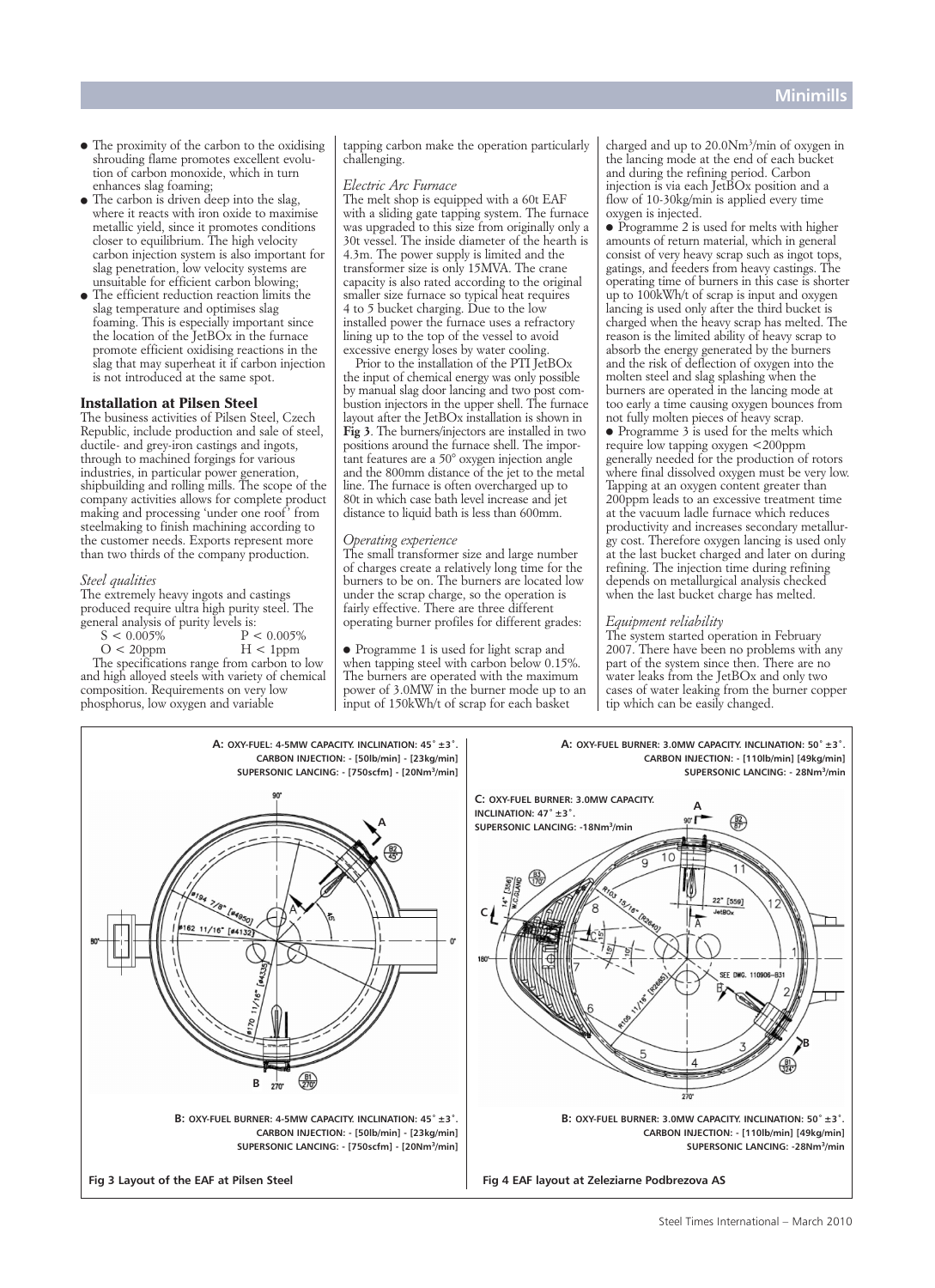- The proximity of the carbon to the oxidising shrouding flame promotes excellent evolution of carbon monoxide, which in turn enhances slag foaming;
- The carbon is driven deep into the slag, where it reacts with iron oxide to maximise metallic yield, since it promotes conditions closer to equilibrium. The high velocity carbon injection system is also important for slag penetration, low velocity systems are unsuitable for efficient carbon blowing;
- The efficient reduction reaction limits the slag temperature and optimises slag foaming. This is especially important since the location of the JetBOx in the furnace promote efficient oxidising reactions in the slag that may superheat it if carbon injection is not introduced at the same spot.

## Installation at Pilsen Steel

The business activities of Pilsen Steel, Czech Republic, include production and sale of steel, ductile- and grey-iron castings and ingots, through to machined forgings for various industries, in particular power generation, shipbuilding and rolling mills. The scope of the company activities allows for complete product making and processing 'under one roof' from steelmaking to finish machining according to the customer needs. Exports represent more than two thirds of the company production.

### *Steel qualities*

The extremely heavy ingots and castings produced require ultra high purity steel. The general analysis of purity levels is:

| | |
|---|---|
| S < 0.005% | P < 0.005% |
| O < 20ppm | H < 1ppm |

The specifications range from carbon to low and high alloyed steels with variety of chemical composition. Requirements on very low phosphorus, low oxygen and variable tapping carbon make the operation particularly challenging.

### *Electric Arc Furnace*

The melt shop is equipped with a 60t EAF with a sliding gate tapping system. The furnace was upgraded to this size from originally only a 30t vessel. The inside diameter of the hearth is 4.3m. The power supply is limited and the transformer size is only 15MVA. The crane capacity is also rated according to the original smaller size furnace so typical heat requires 4 to 5 bucket charging. Due to the low installed power the furnace uses a refractory lining up to the top of the vessel to avoid excessive energy loses by water cooling.

Prior to the installation of the PTI JetBOx the input of chemical energy was only possible by manual slag door lancing and two post combustion injectors in the upper shell. The furnace layout after the JetBOx installation is shown in **Fig 3**. The burners/injectors are installed in two positions around the furnace shell. The important features are a 50° oxygen injection angle and the 800mm distance of the jet to the metal line. The furnace is often overcharged up to 80t in which case bath level increase and jet distance to liquid bath is less than 600mm.

### *Operating experience*

The small transformer size and large number of charges create a relatively long time for the burners to be on. The burners are located low under the scrap charge, so the operation is fairly effective. There are three different operating burner profiles for different grades:

- Programme 1 is used for light scrap and when tapping steel with carbon below 0.15%. The burners are operated with the maximum power of 3.0MW in the burner mode up to an input of 150kWh/t of scrap for each basket charged and up to 20.0Nm$^3$/min of oxygen in the lancing mode at the end of each bucket and during the refining period. Carbon injection is via each JetBOx position and a flow of 10-30kg/min is applied every time oxygen is injected.
- Programme 2 is used for melts with higher amounts of return material, which in general consist of very heavy scrap such as ingot tops, gatings, and feeders from heavy castings. The operating time of burners in this case is shorter up to 100kWh/t of scrap is input and oxygen lancing is used only after the third bucket is charged when the heavy scrap has melted. The reason is the limited ability of heavy scrap to absorb the energy generated by the burners and the risk of deflection of oxygen into the molten steel and slag splashing when the burners are operated in the lancing mode at too early a time causing oxygen bounces from not fully molten pieces of heavy scrap.
- Programme 3 is used for the melts which require low tapping oxygen <200ppm generally needed for the production of rotors where final dissolved oxygen must be very low. Tapping at an oxygen content greater than 200ppm leads to an excessive treatment time at the vacuum ladle furnace which reduces productivity and increases secondary metallurgy cost. Therefore oxygen lancing is used only at the last bucket charged and later on during refining. The injection time during refining depends on metallurgical analysis checked when the last bucket charge has melted.

### *Equipment reliability*

The system started operation in February 2007. There have been no problems with any part of the system since then. There are no water leaks from the JetBOx and only two cases of water leaking from the burner copper tip which can be easily changed.

**A:** OXY-FUEL: 4-5MW CAPACITY. INCLINATION: 45° ±3°. CARBON INJECTION: - [50lb/min] - [23kg/min] SUPERSONIC LANCING: - [750scfm] - [20Nm$^3$/min]

**B:** OXY-FUEL BURNER: 4-5MW CAPACITY. INCLINATION: 45° ±3°. CARBON INJECTION: - [50lb/min] - [23kg/min] SUPERSONIC LANCING: - [750scfm] - [20Nm$^3$/min]

Fig 3 Layout of the EAF at Pilsen Steel

**A:** OXY-FUEL BURNER: 3.0MW CAPACITY. INCLINATION: 50° ±3°. CARBON INJECTION: - [110lb/min] [49kg/min] SUPERSONIC LANCING: - 28Nm$^3$/min

**C:** OXY-FUEL BURNER: 3.0MW CAPACITY. INCLINATION: 47° ±3°. SUPERSONIC LANCING: -18Nm$^3$/min

**B:** OXY-FUEL BURNER: 3.0MW CAPACITY. INCLINATION: 50° ±3°. CARBON INJECTION: - [110lb/min] [49kg/min] SUPERSONIC LANCING: -28Nm$^3$/min

Fig 4 EAF layout at Zeleziarne Podbrezova AS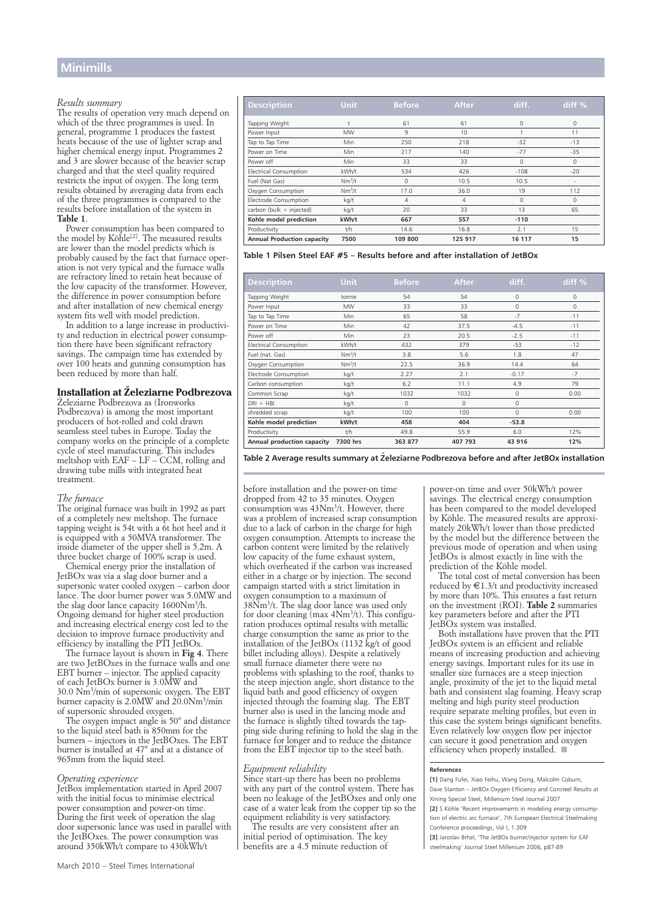## *Results summary*

The results of operation very much depend on which of the three programmes is used. In general, programme 1 produces the fastest heats because of the use of lighter scrap and higher chemical energy input. Programmes 2 and 3 are slower because of the heavier scrap charged and that the steel quality required restricts the input of oxygen. The long term results obtained by averaging data from each of the three programmes is compared to the results before installation of the system in **Table 1**.

Power consumption has been compared to the model by Köhle[2]. The measured results are lower than the model predicts which is probably caused by the fact that furnace operation is not very typical and the furnace walls are refractory lined to retain heat because of the low capacity of the transformer. However, the difference in power consumption before and after installation of new chemical energy system fits well with model prediction.

In addition to a large increase in productivity and reduction in electrical power consumption there have been significant refractory savings. The campaign time has extended by over 100 heats and gunning consumption has been reduced by more than half.

| Description | Unit | Before | After | diff. | diff % |
|---|---|---|---|---|---|
| Tapping Weight | t | 61 | 61 | 0 | 0 |
| Power Input | MW | 9 | 10 | 1 | 11 |
| Tap to Tap Time | Min | 250 | 218 | -32 | -13 |
| Power on Time | Min | 217 | 140 | -77 | -35 |
| Power off | Min | 33 | 33 | 0 | 0 |
| Electrical Consumption | kWh/t | 534 | 426 | -108 | -20 |
| Fuel (Nat Gas) | $Nm^3/t$ | 0 | 10.5 | 10.5 | - |
| Oxygen Consumption | $Nm^3/t$ | 17.0 | 36.0 | 19 | 112 |
| Electrode Consumption | kg/t | 4 | 4 | 0 | 0 |
| carbon (bulk + injected) | kg/t | 20 | 33 | 13 | 65 |
| **Kohle model prediction** | **kWh/t** | **667** | **557** | **-110** | |
| Productivity | t/h | 14.6 | 16.8 | 2.1 | 15 |
| **Annual Production capacity** | **7500** | **109 800** | **125 917** | **16 117** | **15** |

**Table 1 Pilsen Steel EAF #5 – Results before and after installation of JetBOx**

| Description | Unit | Before | After | diff. | diff % |
|---|---|---|---|---|---|
| Tapping Weight | tonne | 54 | 54 | 0 | 0 |
| Power Input | MW | 33 | 33 | 0 | 0 |
| Tap to Tap Time | Min | 65 | 58 | -7 | -11 |
| Power on Time | Min | 42 | 37.5 | -4.5 | -11 |
| Power off | Min | 23 | 20.5 | -2.5 | -11 |
| Electrical Consumption | kWh/t | 432 | 379 | -53 | -12 |
| Fuel (nat. Gas) | $Nm^3/t$ | 3.8 | 5.6 | 1.8 | 47 |
| Oxygen Consumption | $Nm^3/t$ | 22.5 | 36.9 | 14.4 | 64 |
| Electrode Consumption | kg/t | 2.27 | 2.1 | -0.17 | -7 |
| Carbon consumption | kg/t | 6.2 | 11.1 | 4.9 | 79 |
| Common Scrap | kg/t | 1032 | 1032 | 0 | 0.00 |
| DRI + HBI | kg/t | 0 | 0 | 0 | |
| shredded scrap | kg/t | 100 | 100 | 0 | 0.00 |
| **Kohle model prediction** | **kWh/t** | **458** | **404** | **-53.8** | |
| Productivity | t/h | 49.8 | 55.9 | 6.0 | 12% |
| **Annual production capacity** | **7300 hrs** | **363 877** | **407 793** | **43 916** | **12%** |

**Table 2 Average results summary at Železiarne Podbrezova before and after JetBOx installation**

## Installation at Železiarne Podbrezova

Železiarne Podbrezova as (Ironworks Podbrezova) is among the most important producers of hot-rolled and cold drawn seamless steel tubes in Europe. Today the company works on the principle of a complete cycle of steel manufacturing. This includes meltshop with EAF – LF – CCM, rolling and drawing tube mills with integrated heat treatment.

### *The furnace*

The original furnace was built in 1992 as part of a completely new meltshop. The furnace tapping weight is 54t with a 6t hot heel and it is equipped with a 50MVA transformer. The inside diameter of the upper shell is 5.2m. A three bucket charge of 100% scrap is used.

Chemical energy prior the installation of JetBOx was via a slag door burner and a supersonic water cooled oxygen – carbon door lance. The door burner power was 5.0MW and the slag door lance capacity 1600$Nm^3$/h. Ongoing demand for higher steel production and increasing electrical energy cost led to the decision to improve furnace productivity and efficiency by installing the PTI JetBOx.

The furnace layout is shown in **Fig 4**. There are two JetBOxes in the furnace walls and one EBT burner – injector. The applied capacity of each JetBOx burner is 3.0MW and 30.0 $Nm^3$/min of supersonic oxygen. The EBT burner capacity is 2.0MW and 20.0$Nm^3$/min of supersonic shrouded oxygen.

The oxygen impact angle is 50° and distance to the liquid steel bath is 850mm for the burners – injectors in the JetBOxes. The EBT burner is installed at 47° and at a distance of 965mm from the liquid steel.

### *Operating experience*

JetBox implementation started in April 2007 with the initial focus to minimise electrical power consumption and power-on time. During the first week of operation the slag door supersonic lance was used in parallel with the JetBOxes. The power consumption was around 350kWh/t compare to 430kWh/t before installation and the power-on time dropped from 42 to 35 minutes. Oxygen consumption was 43$Nm^3$/t. However, there was a problem of increased scrap consumption due to a lack of carbon in the charge for high oxygen consumption. Attempts to increase the carbon content were limited by the relatively low capacity of the fume exhaust system, which overheated if the carbon was increased either in a charge or by injection. The second campaign started with a strict limitation in oxygen consumption to a maximum of 38$Nm^3$/t. The slag door lance was used only for door cleaning (max 4$Nm^3$/t). This configuration produces optimal results with metallic charge consumption the same as prior to the installation of the JetBOx (1132 kg/t of good billet including alloys). Despite a relatively small furnace diameter there were no problems with splashing to the roof, thanks to the steep injection angle, short distance to the liquid bath and good efficiency of oxygen injected through the foaming slag. The EBT burner also is used in the lancing mode and the furnace is slightly tilted towards the tapping side during refining to hold the slag in the furnace for longer and to reduce the distance from the EBT injector tip to the steel bath.

### *Equipment reliability*

Since start-up there has been no problems with any part of the control system. There has been no leakage of the JetBOxes and only one case of a water leak from the copper tip so the equipment reliability is very satisfactory.

The results are very consistent after an initial period of optimisation. The key benefits are a 4.5 minute reduction of power-on time and over 50kWh/t power savings. The electrical energy consumption has been compared to the model developed by Köhle. The measured results are approximately 20kWh/t lower than those predicted by the model but the difference between the previous mode of operation and when using JetBOx is almost exactly in line with the prediction of the Köhle model.

The total cost of metal conversion has been reduced by €1.3/t and productivity increased by more than 10%. This ensures a fast return on the investment (ROI). **Table 2** summaries key parameters before and after the PTI JetBOx system was installed.

Both installations have proven that the PTI JetBOx system is an efficient and reliable means of increasing production and achieving energy savings. Important rules for its use in smaller size furnaces are a steep injection angle, proximity of the jet to the liquid metal bath and consistent slag foaming. Heavy scrap melting and high purity steel production require separate melting profiles, but even in this case the system brings significant benefits. Even relatively low oxygen flow per injector can secure it good penetration and oxygen efficiency when properly installed. ■

#### References

[1] Dang Fufei, Xiao Feihu, Wang Dong, Malcolm Coburn, Dave Stanton – JetBOx Oxygen Efficiency and Consteel Results at Xining Special Steel, Millenium Steel Journal 2007

[2] S Köhle 'Recent improvements in modeling energy consumption of electric arc furnace', 7th European Electrical Steelmaking Conference proceedings, Vol I, 1.309

[3] Jaroslav Brhel, 'The JetBOx burner/injector system for EAF steelmaking' Journal Steel Millenium 2006, p87-89